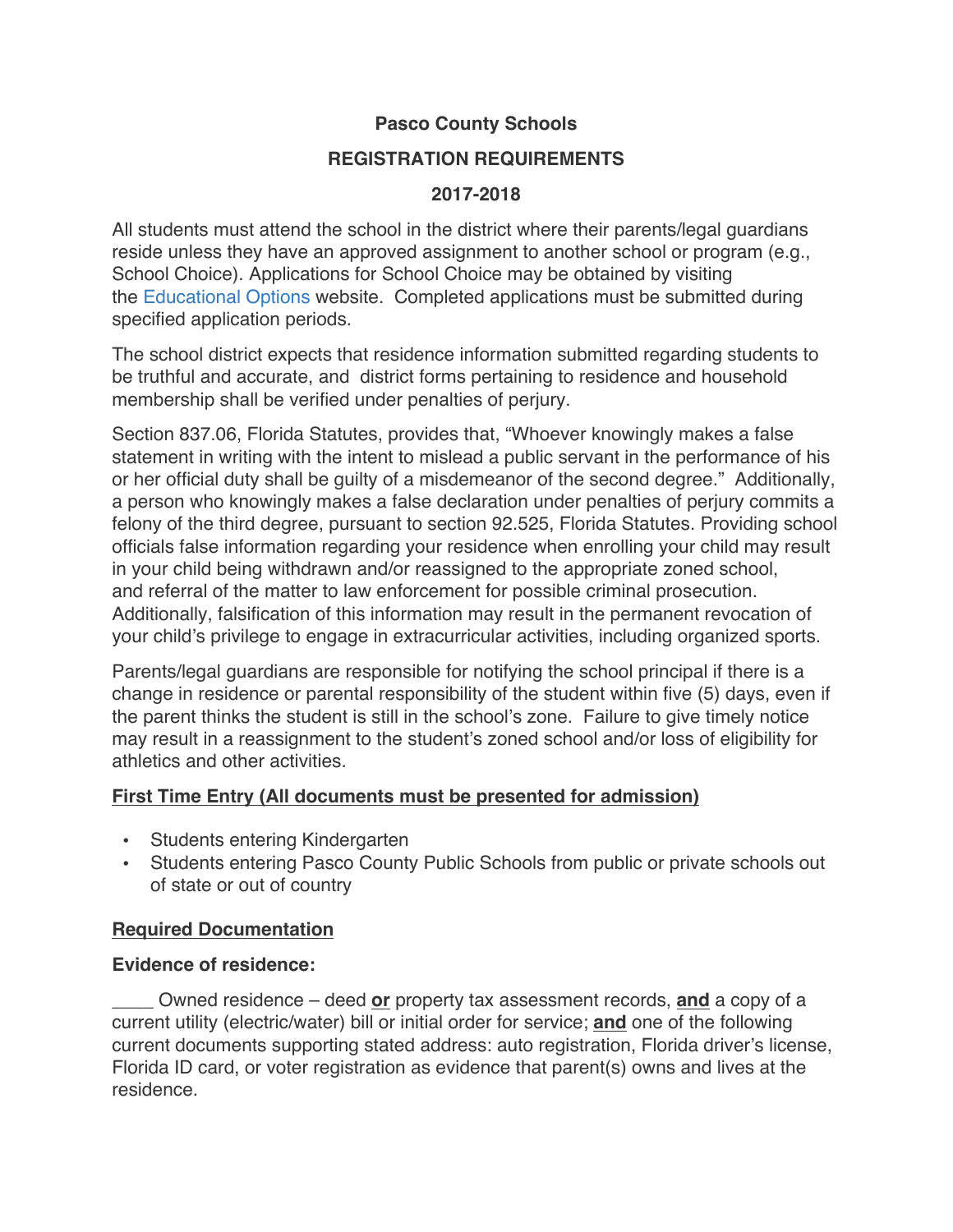**Pasco County Schools**

**REGISTRATION REQUIREMENTS**

**2017-2018**

All students must attend the school in the district where their parents/legal guardians reside unless they have an approved assignment to another school or program (e.g., School Choice). Applications for School Choice may be obtained by visiting the Educational Options website. Completed applications must be submitted during specified application periods.

The school district expects that residence information submitted regarding students to be truthful and accurate, and district forms pertaining to residence and household membership shall be verified under penalties of perjury.

Section 837.06, Florida Statutes, provides that, "Whoever knowingly makes a false statement in writing with the intent to mislead a public servant in the performance of his or her official duty shall be guilty of a misdemeanor of the second degree." Additionally, a person who knowingly makes a false declaration under penalties of perjury commits a felony of the third degree, pursuant to section 92.525, Florida Statutes. Providing school officials false information regarding your residence when enrolling your child may result in your child being withdrawn and/or reassigned to the appropriate zoned school, and referral of the matter to law enforcement for possible criminal prosecution. Additionally, falsification of this information may result in the permanent revocation of your child's privilege to engage in extracurricular activities, including organized sports.

Parents/legal guardians are responsible for notifying the school principal if there is a change in residence or parental responsibility of the student within five (5) days, even if the parent thinks the student is still in the school's zone. Failure to give timely notice may result in a reassignment to the student's zoned school and/or loss of eligibility for athletics and other activities.

**First Time Entry (All documents must be presented for admission)**

- Students entering Kindergarten
- Students entering Pasco County Public Schools from public or private schools out of state or out of country

**Required Documentation**

**Evidence of residence:**

____ Owned residence – deed **or** property tax assessment records, **and** a copy of a current utility (electric/water) bill or initial order for service; **and** one of the following current documents supporting stated address: auto registration, Florida driver's license, Florida ID card, or voter registration as evidence that parent(s) owns and lives at the residence.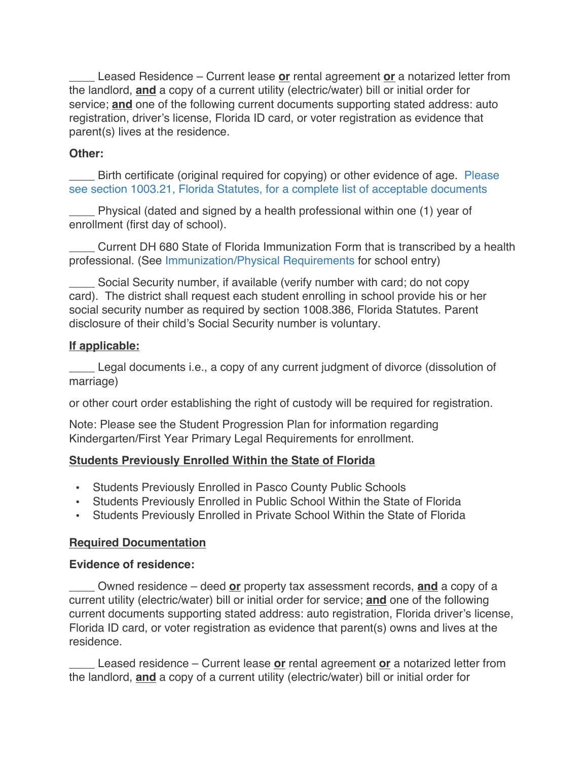____ Leased Residence – Current lease **or** rental agreement **or** a notarized letter from the landlord, **and** a copy of a current utility (electric/water) bill or initial order for service; **and** one of the following current documents supporting stated address: auto registration, driver's license, Florida ID card, or voter registration as evidence that parent(s) lives at the residence.

**Other:**

____ Birth certificate (original required for copying) or other evidence of age. Please see section 1003.21, Florida Statutes, for a complete list of acceptable documents

____ Physical (dated and signed by a health professional within one (1) year of enrollment (first day of school).

____ Current DH 680 State of Florida Immunization Form that is transcribed by a health professional. (See Immunization/Physical Requirements for school entry)

____ Social Security number, if available (verify number with card; do not copy card). The district shall request each student enrolling in school provide his or her social security number as required by section 1008.386, Florida Statutes. Parent disclosure of their child's Social Security number is voluntary.

**If applicable:**

____ Legal documents i.e., a copy of any current judgment of divorce (dissolution of marriage)

or other court order establishing the right of custody will be required for registration.

Note: Please see the Student Progression Plan for information regarding Kindergarten/First Year Primary Legal Requirements for enrollment.

**Students Previously Enrolled Within the State of Florida**

- Students Previously Enrolled in Pasco County Public Schools
- Students Previously Enrolled in Public School Within the State of Florida
- Students Previously Enrolled in Private School Within the State of Florida

**Required Documentation**

**Evidence of residence:**

____ Owned residence – deed **or** property tax assessment records, **and** a copy of a current utility (electric/water) bill or initial order for service; **and** one of the following current documents supporting stated address: auto registration, Florida driver's license, Florida ID card, or voter registration as evidence that parent(s) owns and lives at the residence.

____ Leased residence – Current lease **or** rental agreement **or** a notarized letter from the landlord, **and** a copy of a current utility (electric/water) bill or initial order for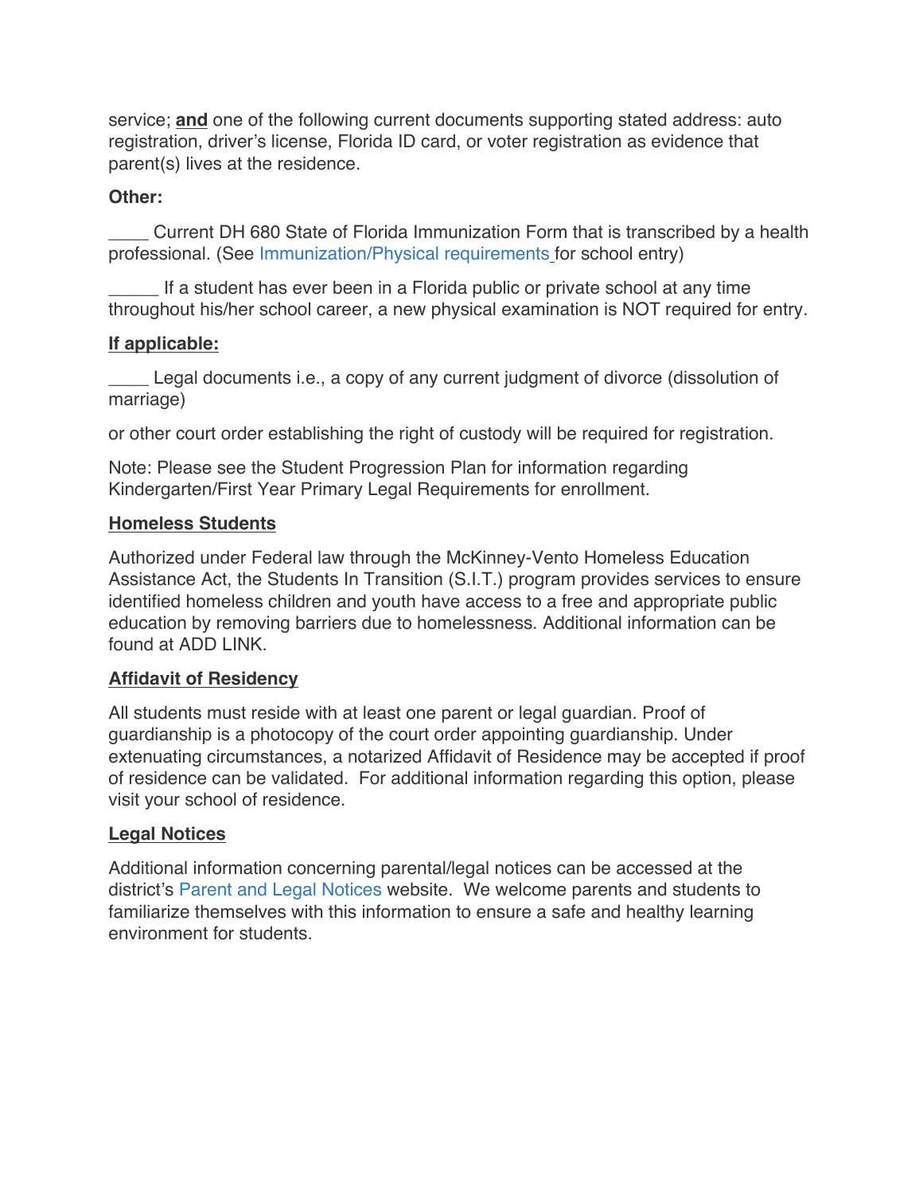service; **and** one of the following current documents supporting stated address: auto registration, driver's license, Florida ID card, or voter registration as evidence that parent(s) lives at the residence.

**Other:**

____ Current DH 680 State of Florida Immunization Form that is transcribed by a health professional. (See Immunization/Physical requirements for school entry)

_____ If a student has ever been in a Florida public or private school at any time throughout his/her school career, a new physical examination is NOT required for entry.

**If applicable:**

____ Legal documents i.e., a copy of any current judgment of divorce (dissolution of marriage)

or other court order establishing the right of custody will be required for registration.

Note: Please see the Student Progression Plan for information regarding Kindergarten/First Year Primary Legal Requirements for enrollment.

**Homeless Students**

Authorized under Federal law through the McKinney-Vento Homeless Education Assistance Act, the Students In Transition (S.I.T.) program provides services to ensure identified homeless children and youth have access to a free and appropriate public education by removing barriers due to homelessness. Additional information can be found at ADD LINK.

**Affidavit of Residency**

All students must reside with at least one parent or legal guardian. Proof of guardianship is a photocopy of the court order appointing guardianship. Under extenuating circumstances, a notarized Affidavit of Residence may be accepted if proof of residence can be validated. For additional information regarding this option, please visit your school of residence.

**Legal Notices**

Additional information concerning parental/legal notices can be accessed at the district's Parent and Legal Notices website. We welcome parents and students to familiarize themselves with this information to ensure a safe and healthy learning environment for students.